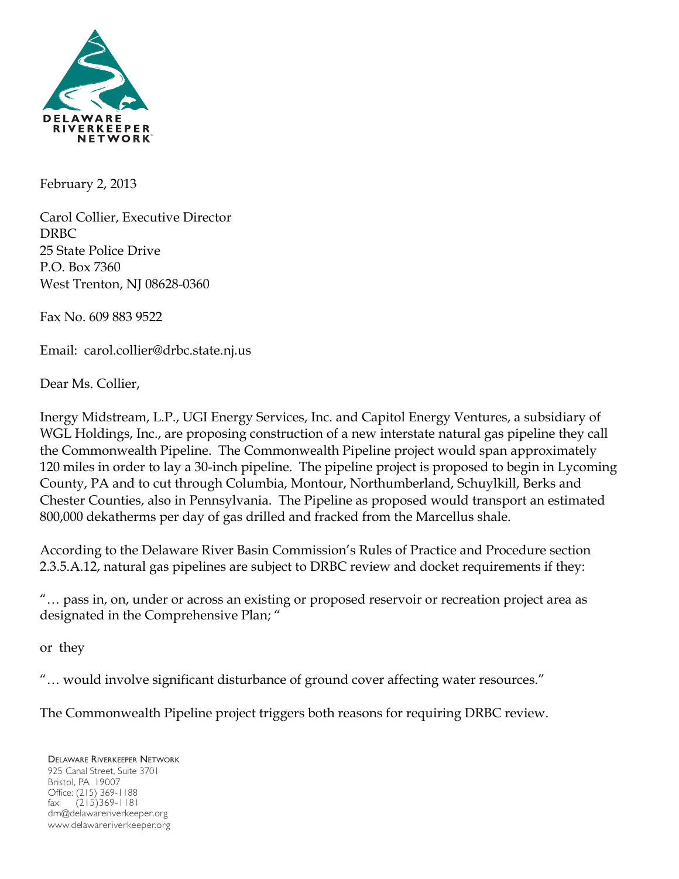DELAWARE RIVERKEEPER NETWORK

February 2, 2013

Carol Collier, Executive Director
DRBC
25 State Police Drive
P.O. Box 7360
West Trenton, NJ 08628-0360

Fax No. 609 883 9522

Email: carol.collier@drbc.state.nj.us

Dear Ms. Collier,

Inergy Midstream, L.P., UGI Energy Services, Inc. and Capitol Energy Ventures, a subsidiary of WGL Holdings, Inc., are proposing construction of a new interstate natural gas pipeline they call the Commonwealth Pipeline. The Commonwealth Pipeline project would span approximately 120 miles in order to lay a 30-inch pipeline. The pipeline project is proposed to begin in Lycoming County, PA and to cut through Columbia, Montour, Northumberland, Schuylkill, Berks and Chester Counties, also in Pennsylvania. The Pipeline as proposed would transport an estimated 800,000 dekatherms per day of gas drilled and fracked from the Marcellus shale.

According to the Delaware River Basin Commission's Rules of Practice and Procedure section 2.3.5.A.12, natural gas pipelines are subject to DRBC review and docket requirements if they:

"… pass in, on, under or across an existing or proposed reservoir or recreation project area as designated in the Comprehensive Plan; "

or they

"… would involve significant disturbance of ground cover affecting water resources."

The Commonwealth Pipeline project triggers both reasons for requiring DRBC review.

DELAWARE RIVERKEEPER NETWORK
925 Canal Street, Suite 3701
Bristol, PA 19007
Office: (215) 369-1188
fax: (215)369-1181
drn@delawareriverkeeper.org
www.delawareriverkeeper.org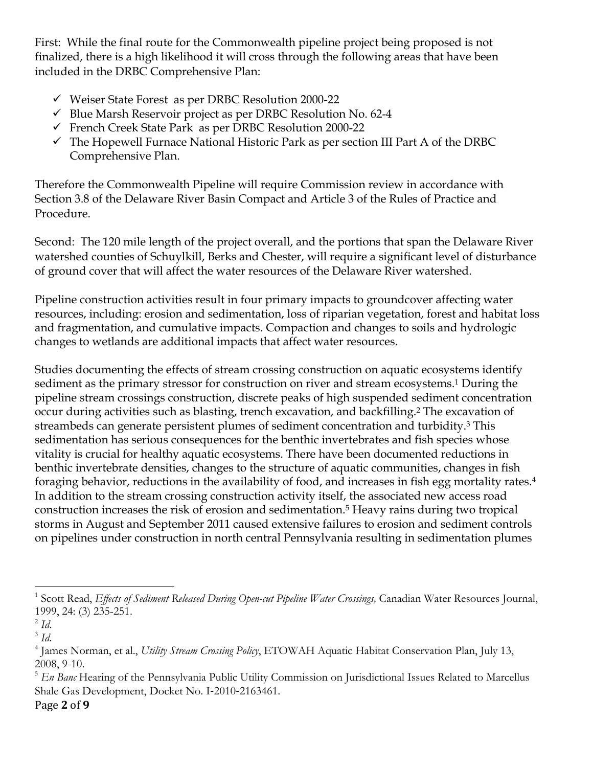First: While the final route for the Commonwealth pipeline project being proposed is not finalized, there is a high likelihood it will cross through the following areas that have been included in the DRBC Comprehensive Plan:

- ✓ Weiser State Forest as per DRBC Resolution 2000-22
- ✓ Blue Marsh Reservoir project as per DRBC Resolution No. 62-4
- ✓ French Creek State Park as per DRBC Resolution 2000-22
- ✓ The Hopewell Furnace National Historic Park as per section III Part A of the DRBC Comprehensive Plan.

Therefore the Commonwealth Pipeline will require Commission review in accordance with Section 3.8 of the Delaware River Basin Compact and Article 3 of the Rules of Practice and Procedure.

Second: The 120 mile length of the project overall, and the portions that span the Delaware River watershed counties of Schuylkill, Berks and Chester, will require a significant level of disturbance of ground cover that will affect the water resources of the Delaware River watershed.

Pipeline construction activities result in four primary impacts to groundcover affecting water resources, including: erosion and sedimentation, loss of riparian vegetation, forest and habitat loss and fragmentation, and cumulative impacts. Compaction and changes to soils and hydrologic changes to wetlands are additional impacts that affect water resources.

Studies documenting the effects of stream crossing construction on aquatic ecosystems identify sediment as the primary stressor for construction on river and stream ecosystems.[1] During the pipeline stream crossings construction, discrete peaks of high suspended sediment concentration occur during activities such as blasting, trench excavation, and backfilling.[2] The excavation of streambeds can generate persistent plumes of sediment concentration and turbidity.[3] This sedimentation has serious consequences for the benthic invertebrates and fish species whose vitality is crucial for healthy aquatic ecosystems. There have been documented reductions in benthic invertebrate densities, changes to the structure of aquatic communities, changes in fish foraging behavior, reductions in the availability of food, and increases in fish egg mortality rates.[4] In addition to the stream crossing construction activity itself, the associated new access road construction increases the risk of erosion and sedimentation.[5] Heavy rains during two tropical storms in August and September 2011 caused extensive failures to erosion and sediment controls on pipelines under construction in north central Pennsylvania resulting in sedimentation plumes

---

[1] Scott Read, *Effects of Sediment Released During Open-cut Pipeline Water Crossings*, Canadian Water Resources Journal, 1999, 24: (3) 235-251.

[2] *Id.*

[3] *Id.*

[4] James Norman, et al., *Utility Stream Crossing Policy*, ETOWAH Aquatic Habitat Conservation Plan, July 13, 2008, 9-10.

[5] *En Banc* Hearing of the Pennsylvania Public Utility Commission on Jurisdictional Issues Related to Marcellus Shale Gas Development, Docket No. I-2010-2163461.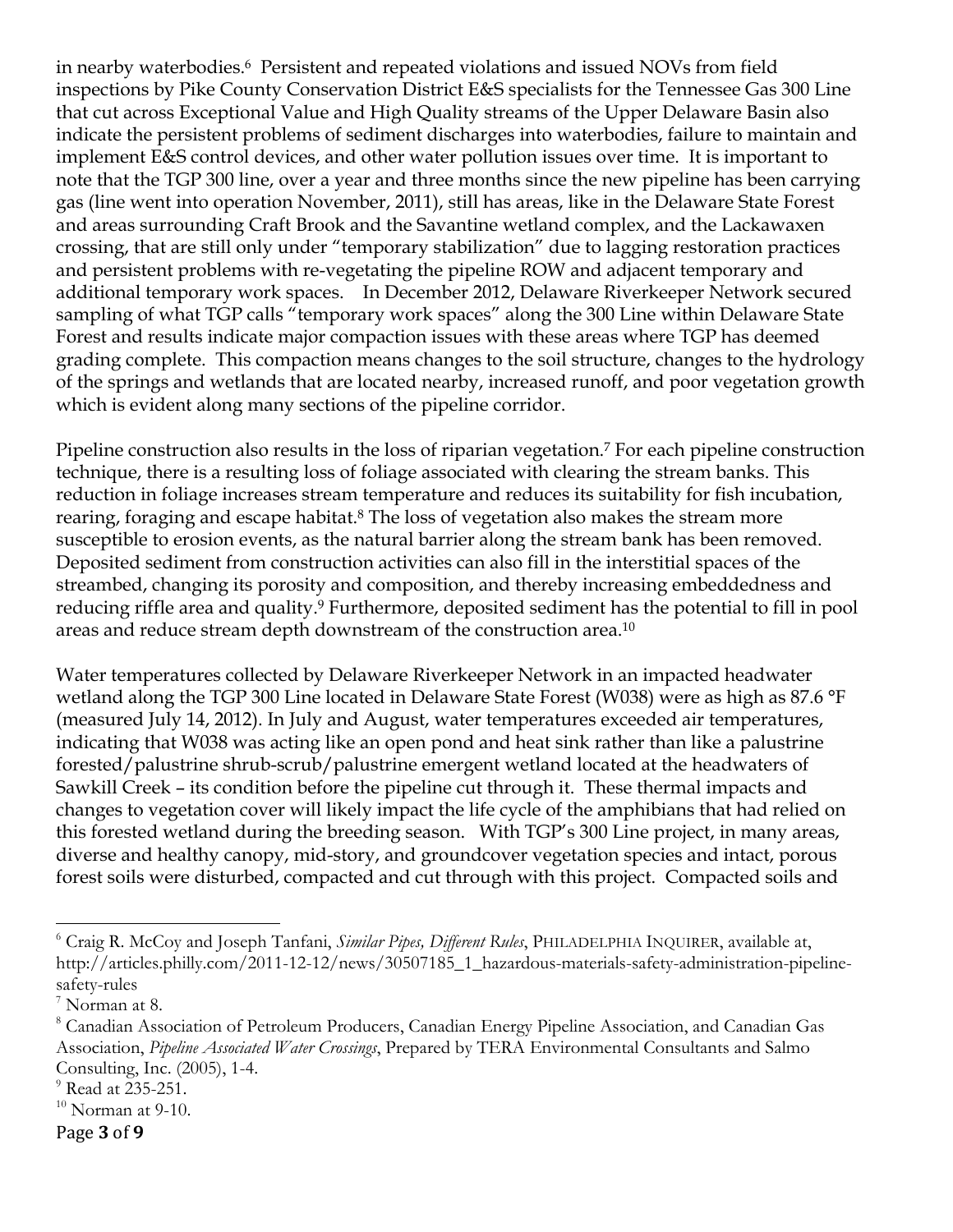in nearby waterbodies.[6] Persistent and repeated violations and issued NOVs from field inspections by Pike County Conservation District E&S specialists for the Tennessee Gas 300 Line that cut across Exceptional Value and High Quality streams of the Upper Delaware Basin also indicate the persistent problems of sediment discharges into waterbodies, failure to maintain and implement E&S control devices, and other water pollution issues over time. It is important to note that the TGP 300 line, over a year and three months since the new pipeline has been carrying gas (line went into operation November, 2011), still has areas, like in the Delaware State Forest and areas surrounding Craft Brook and the Savantine wetland complex, and the Lackawaxen crossing, that are still only under "temporary stabilization" due to lagging restoration practices and persistent problems with re-vegetating the pipeline ROW and adjacent temporary and additional temporary work spaces. In December 2012, Delaware Riverkeeper Network secured sampling of what TGP calls "temporary work spaces" along the 300 Line within Delaware State Forest and results indicate major compaction issues with these areas where TGP has deemed grading complete. This compaction means changes to the soil structure, changes to the hydrology of the springs and wetlands that are located nearby, increased runoff, and poor vegetation growth which is evident along many sections of the pipeline corridor.

Pipeline construction also results in the loss of riparian vegetation.[7] For each pipeline construction technique, there is a resulting loss of foliage associated with clearing the stream banks. This reduction in foliage increases stream temperature and reduces its suitability for fish incubation, rearing, foraging and escape habitat.[8] The loss of vegetation also makes the stream more susceptible to erosion events, as the natural barrier along the stream bank has been removed. Deposited sediment from construction activities can also fill in the interstitial spaces of the streambed, changing its porosity and composition, and thereby increasing embeddedness and reducing riffle area and quality.[9] Furthermore, deposited sediment has the potential to fill in pool areas and reduce stream depth downstream of the construction area.[10]

Water temperatures collected by Delaware Riverkeeper Network in an impacted headwater wetland along the TGP 300 Line located in Delaware State Forest (W038) were as high as 87.6 °F (measured July 14, 2012). In July and August, water temperatures exceeded air temperatures, indicating that W038 was acting like an open pond and heat sink rather than like a palustrine forested/palustrine shrub-scrub/palustrine emergent wetland located at the headwaters of Sawkill Creek – its condition before the pipeline cut through it. These thermal impacts and changes to vegetation cover will likely impact the life cycle of the amphibians that had relied on this forested wetland during the breeding season. With TGP's 300 Line project, in many areas, diverse and healthy canopy, mid-story, and groundcover vegetation species and intact, porous forest soils were disturbed, compacted and cut through with this project. Compacted soils and

---

[6] Craig R. McCoy and Joseph Tanfani, *Similar Pipes, Different Rules*, PHILADELPHIA INQUIRER, available at, http://articles.philly.com/2011-12-12/news/30507185_1_hazardous-materials-safety-administration-pipeline-safety-rules

[7] Norman at 8.

[8] Canadian Association of Petroleum Producers, Canadian Energy Pipeline Association, and Canadian Gas Association, *Pipeline Associated Water Crossings*, Prepared by TERA Environmental Consultants and Salmo Consulting, Inc. (2005), 1-4.

[9] Read at 235-251.

[10] Norman at 9-10.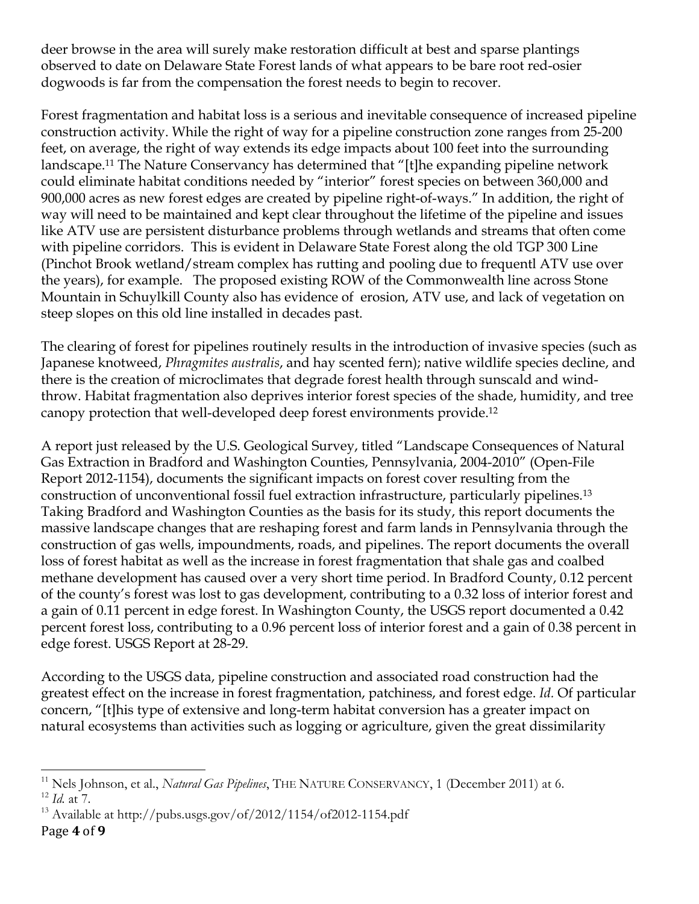deer browse in the area will surely make restoration difficult at best and sparse plantings observed to date on Delaware State Forest lands of what appears to be bare root red-osier dogwoods is far from the compensation the forest needs to begin to recover.

Forest fragmentation and habitat loss is a serious and inevitable consequence of increased pipeline construction activity. While the right of way for a pipeline construction zone ranges from 25-200 feet, on average, the right of way extends its edge impacts about 100 feet into the surrounding landscape.[11] The Nature Conservancy has determined that "[t]he expanding pipeline network could eliminate habitat conditions needed by "interior" forest species on between 360,000 and 900,000 acres as new forest edges are created by pipeline right-of-ways." In addition, the right of way will need to be maintained and kept clear throughout the lifetime of the pipeline and issues like ATV use are persistent disturbance problems through wetlands and streams that often come with pipeline corridors. This is evident in Delaware State Forest along the old TGP 300 Line (Pinchot Brook wetland/stream complex has rutting and pooling due to frequentl ATV use over the years), for example. The proposed existing ROW of the Commonwealth line across Stone Mountain in Schuylkill County also has evidence of erosion, ATV use, and lack of vegetation on steep slopes on this old line installed in decades past.

The clearing of forest for pipelines routinely results in the introduction of invasive species (such as Japanese knotweed, *Phragmites australis*, and hay scented fern); native wildlife species decline, and there is the creation of microclimates that degrade forest health through sunscald and wind-throw. Habitat fragmentation also deprives interior forest species of the shade, humidity, and tree canopy protection that well-developed deep forest environments provide.[12]

A report just released by the U.S. Geological Survey, titled "Landscape Consequences of Natural Gas Extraction in Bradford and Washington Counties, Pennsylvania, 2004-2010" (Open-File Report 2012-1154), documents the significant impacts on forest cover resulting from the construction of unconventional fossil fuel extraction infrastructure, particularly pipelines.[13] Taking Bradford and Washington Counties as the basis for its study, this report documents the massive landscape changes that are reshaping forest and farm lands in Pennsylvania through the construction of gas wells, impoundments, roads, and pipelines. The report documents the overall loss of forest habitat as well as the increase in forest fragmentation that shale gas and coalbed methane development has caused over a very short time period. In Bradford County, 0.12 percent of the county's forest was lost to gas development, contributing to a 0.32 loss of interior forest and a gain of 0.11 percent in edge forest. In Washington County, the USGS report documented a 0.42 percent forest loss, contributing to a 0.96 percent loss of interior forest and a gain of 0.38 percent in edge forest. USGS Report at 28-29.

According to the USGS data, pipeline construction and associated road construction had the greatest effect on the increase in forest fragmentation, patchiness, and forest edge. *Id.* Of particular concern, "[t]his type of extensive and long-term habitat conversion has a greater impact on natural ecosystems than activities such as logging or agriculture, given the great dissimilarity

---

[11] Nels Johnson, et al., *Natural Gas Pipelines*, THE NATURE CONSERVANCY, 1 (December 2011) at 6.

[12] *Id.* at 7.

[13] Available at http://pubs.usgs.gov/of/2012/1154/of2012-1154.pdf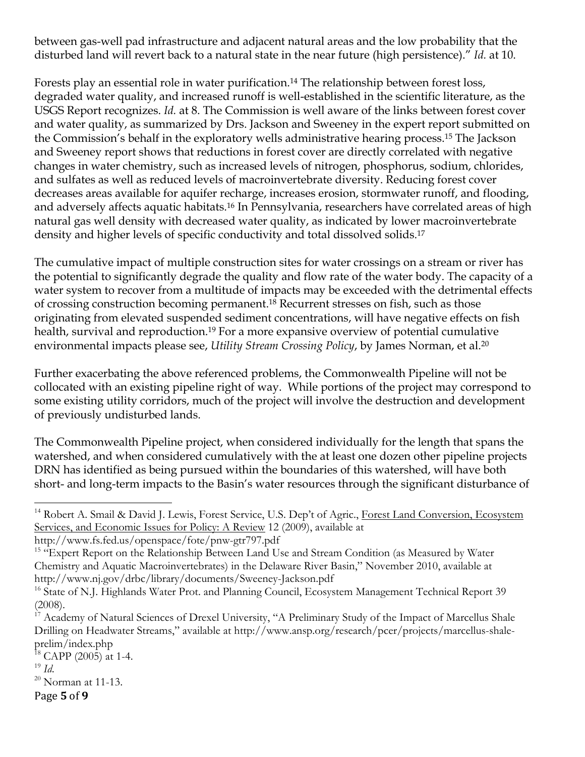between gas-well pad infrastructure and adjacent natural areas and the low probability that the disturbed land will revert back to a natural state in the near future (high persistence)." *Id.* at 10.

Forests play an essential role in water purification.[14] The relationship between forest loss, degraded water quality, and increased runoff is well-established in the scientific literature, as the USGS Report recognizes. *Id.* at 8. The Commission is well aware of the links between forest cover and water quality, as summarized by Drs. Jackson and Sweeney in the expert report submitted on the Commission's behalf in the exploratory wells administrative hearing process.[15] The Jackson and Sweeney report shows that reductions in forest cover are directly correlated with negative changes in water chemistry, such as increased levels of nitrogen, phosphorus, sodium, chlorides, and sulfates as well as reduced levels of macroinvertebrate diversity. Reducing forest cover decreases areas available for aquifer recharge, increases erosion, stormwater runoff, and flooding, and adversely affects aquatic habitats.[16] In Pennsylvania, researchers have correlated areas of high natural gas well density with decreased water quality, as indicated by lower macroinvertebrate density and higher levels of specific conductivity and total dissolved solids.[17]

The cumulative impact of multiple construction sites for water crossings on a stream or river has the potential to significantly degrade the quality and flow rate of the water body. The capacity of a water system to recover from a multitude of impacts may be exceeded with the detrimental effects of crossing construction becoming permanent.[18] Recurrent stresses on fish, such as those originating from elevated suspended sediment concentrations, will have negative effects on fish health, survival and reproduction.[19] For a more expansive overview of potential cumulative environmental impacts please see, *Utility Stream Crossing Policy*, by James Norman, et al.[20]

Further exacerbating the above referenced problems, the Commonwealth Pipeline will not be collocated with an existing pipeline right of way. While portions of the project may correspond to some existing utility corridors, much of the project will involve the destruction and development of previously undisturbed lands.

The Commonwealth Pipeline project, when considered individually for the length that spans the watershed, and when considered cumulatively with the at least one dozen other pipeline projects DRN has identified as being pursued within the boundaries of this watershed, will have both short- and long-term impacts to the Basin's water resources through the significant disturbance of

---

[14] Robert A. Smail & David J. Lewis, Forest Service, U.S. Dep't of Agric., Forest Land Conversion, Ecosystem Services, and Economic Issues for Policy: A Review 12 (2009), available at http://www.fs.fed.us/openspace/fote/pnw-gtr797.pdf

[15] "Expert Report on the Relationship Between Land Use and Stream Condition (as Measured by Water Chemistry and Aquatic Macroinvertebrates) in the Delaware River Basin," November 2010, available at http://www.nj.gov/drbc/library/documents/Sweeney-Jackson.pdf

[16] State of N.J. Highlands Water Prot. and Planning Council, Ecosystem Management Technical Report 39 (2008).

[17] Academy of Natural Sciences of Drexel University, "A Preliminary Study of the Impact of Marcellus Shale Drilling on Headwater Streams," available at http://www.ansp.org/research/pcer/projects/marcellus-shale-prelim/index.php

[18] CAPP (2005) at 1-4.

[19] *Id.*

[20] Norman at 11-13.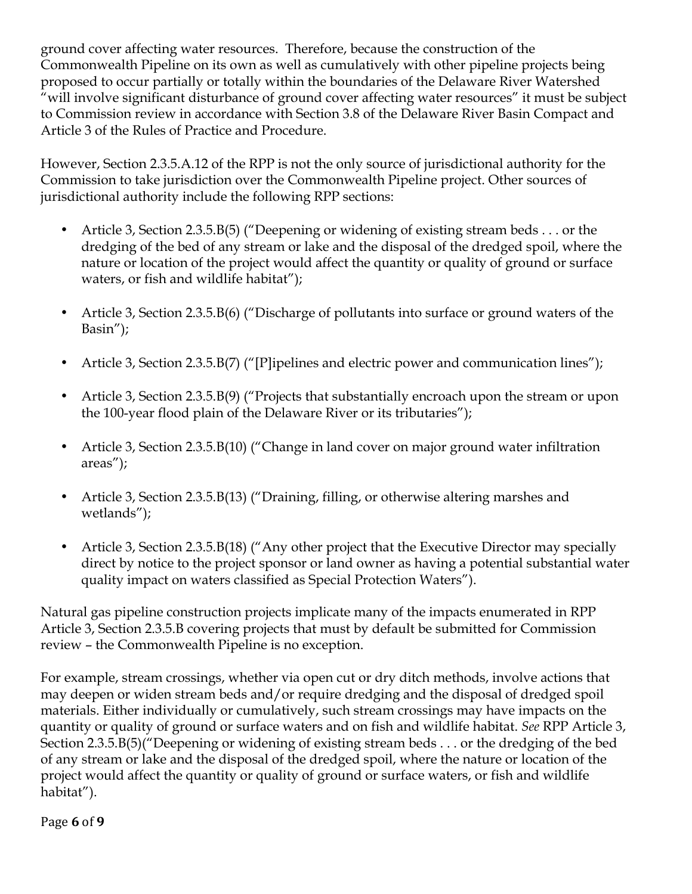ground cover affecting water resources. Therefore, because the construction of the Commonwealth Pipeline on its own as well as cumulatively with other pipeline projects being proposed to occur partially or totally within the boundaries of the Delaware River Watershed "will involve significant disturbance of ground cover affecting water resources" it must be subject to Commission review in accordance with Section 3.8 of the Delaware River Basin Compact and Article 3 of the Rules of Practice and Procedure.

However, Section 2.3.5.A.12 of the RPP is not the only source of jurisdictional authority for the Commission to take jurisdiction over the Commonwealth Pipeline project. Other sources of jurisdictional authority include the following RPP sections:

- Article 3, Section 2.3.5.B(5) ("Deepening or widening of existing stream beds . . . or the dredging of the bed of any stream or lake and the disposal of the dredged spoil, where the nature or location of the project would affect the quantity or quality of ground or surface waters, or fish and wildlife habitat");
- Article 3, Section 2.3.5.B(6) ("Discharge of pollutants into surface or ground waters of the Basin");
- Article 3, Section 2.3.5.B(7) ("[P]ipelines and electric power and communication lines");
- Article 3, Section 2.3.5.B(9) ("Projects that substantially encroach upon the stream or upon the 100-year flood plain of the Delaware River or its tributaries");
- Article 3, Section 2.3.5.B(10) ("Change in land cover on major ground water infiltration areas");
- Article 3, Section 2.3.5.B(13) ("Draining, filling, or otherwise altering marshes and wetlands");
- Article 3, Section 2.3.5.B(18) ("Any other project that the Executive Director may specially direct by notice to the project sponsor or land owner as having a potential substantial water quality impact on waters classified as Special Protection Waters").

Natural gas pipeline construction projects implicate many of the impacts enumerated in RPP Article 3, Section 2.3.5.B covering projects that must by default be submitted for Commission review – the Commonwealth Pipeline is no exception.

For example, stream crossings, whether via open cut or dry ditch methods, involve actions that may deepen or widen stream beds and/or require dredging and the disposal of dredged spoil materials. Either individually or cumulatively, such stream crossings may have impacts on the quantity or quality of ground or surface waters and on fish and wildlife habitat. *See* RPP Article 3, Section 2.3.5.B(5)("Deepening or widening of existing stream beds . . . or the dredging of the bed of any stream or lake and the disposal of the dredged spoil, where the nature or location of the project would affect the quantity or quality of ground or surface waters, or fish and wildlife habitat").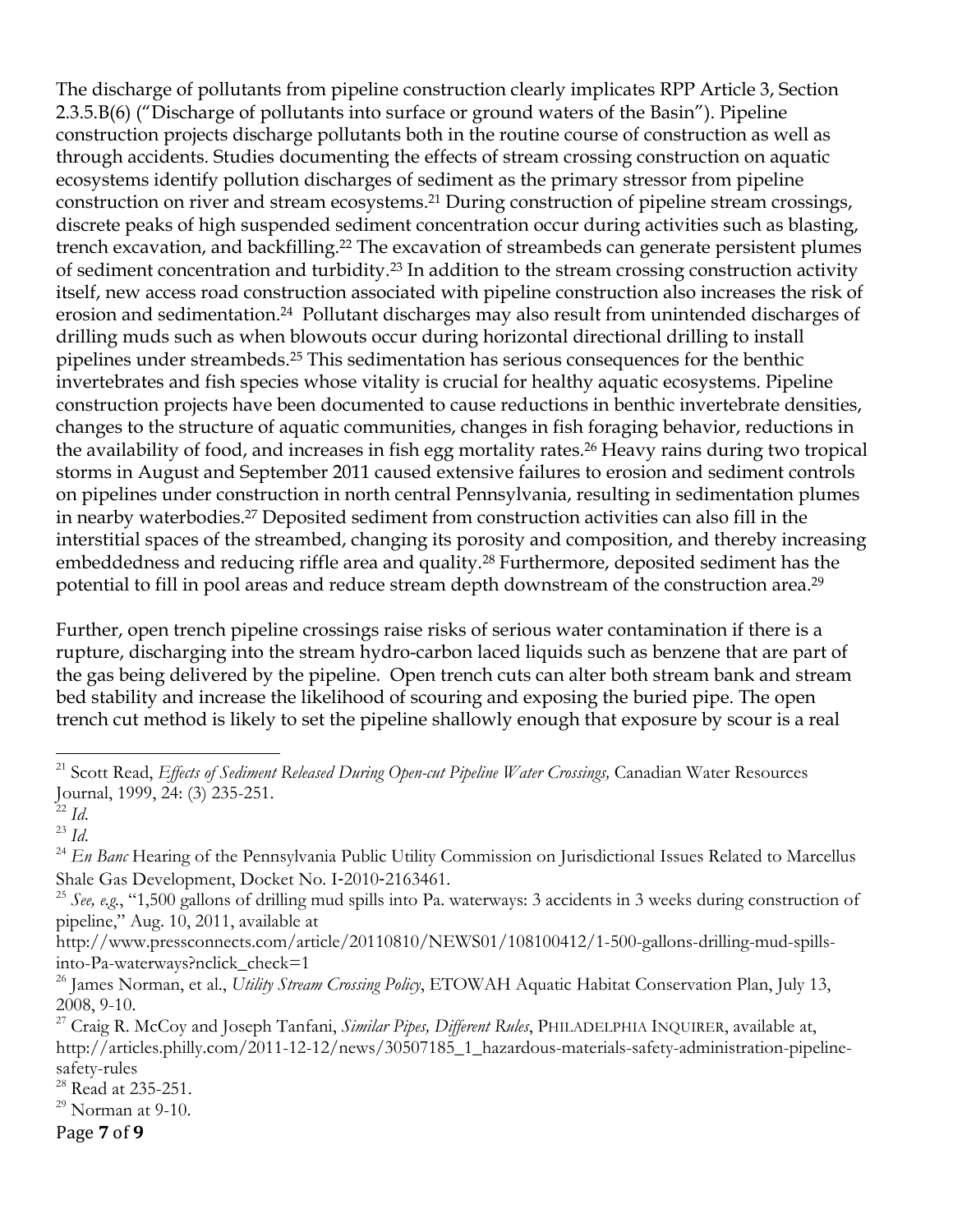The discharge of pollutants from pipeline construction clearly implicates RPP Article 3, Section 2.3.5.B(6) ("Discharge of pollutants into surface or ground waters of the Basin"). Pipeline construction projects discharge pollutants both in the routine course of construction as well as through accidents. Studies documenting the effects of stream crossing construction on aquatic ecosystems identify pollution discharges of sediment as the primary stressor from pipeline construction on river and stream ecosystems.[21] During construction of pipeline stream crossings, discrete peaks of high suspended sediment concentration occur during activities such as blasting, trench excavation, and backfilling.[22] The excavation of streambeds can generate persistent plumes of sediment concentration and turbidity.[23] In addition to the stream crossing construction activity itself, new access road construction associated with pipeline construction also increases the risk of erosion and sedimentation.[24] Pollutant discharges may also result from unintended discharges of drilling muds such as when blowouts occur during horizontal directional drilling to install pipelines under streambeds.[25] This sedimentation has serious consequences for the benthic invertebrates and fish species whose vitality is crucial for healthy aquatic ecosystems. Pipeline construction projects have been documented to cause reductions in benthic invertebrate densities, changes to the structure of aquatic communities, changes in fish foraging behavior, reductions in the availability of food, and increases in fish egg mortality rates.[26] Heavy rains during two tropical storms in August and September 2011 caused extensive failures to erosion and sediment controls on pipelines under construction in north central Pennsylvania, resulting in sedimentation plumes in nearby waterbodies.[27] Deposited sediment from construction activities can also fill in the interstitial spaces of the streambed, changing its porosity and composition, and thereby increasing embeddedness and reducing riffle area and quality.[28] Furthermore, deposited sediment has the potential to fill in pool areas and reduce stream depth downstream of the construction area.[29]

Further, open trench pipeline crossings raise risks of serious water contamination if there is a rupture, discharging into the stream hydro-carbon laced liquids such as benzene that are part of the gas being delivered by the pipeline. Open trench cuts can alter both stream bank and stream bed stability and increase the likelihood of scouring and exposing the buried pipe. The open trench cut method is likely to set the pipeline shallowly enough that exposure by scour is a real

---

[21] Scott Read, *Effects of Sediment Released During Open-cut Pipeline Water Crossings*, Canadian Water Resources Journal, 1999, 24: (3) 235-251.

[22] *Id.*

[23] *Id.*

[24] *En Banc* Hearing of the Pennsylvania Public Utility Commission on Jurisdictional Issues Related to Marcellus Shale Gas Development, Docket No. I-2010-2163461.

[25] *See, e.g.*, "1,500 gallons of drilling mud spills into Pa. waterways: 3 accidents in 3 weeks during construction of pipeline," Aug. 10, 2011, available at http://www.pressconnects.com/article/20110810/NEWS01/108100412/1-500-gallons-drilling-mud-spills-into-Pa-waterways?nclick_check=1

[26] James Norman, et al., *Utility Stream Crossing Policy*, ETOWAH Aquatic Habitat Conservation Plan, July 13, 2008, 9-10.

[27] Craig R. McCoy and Joseph Tanfani, *Similar Pipes, Different Rules*, PHILADELPHIA INQUIRER, available at, http://articles.philly.com/2011-12-12/news/30507185_1_hazardous-materials-safety-administration-pipeline-safety-rules

[28] Read at 235-251.

[29] Norman at 9-10.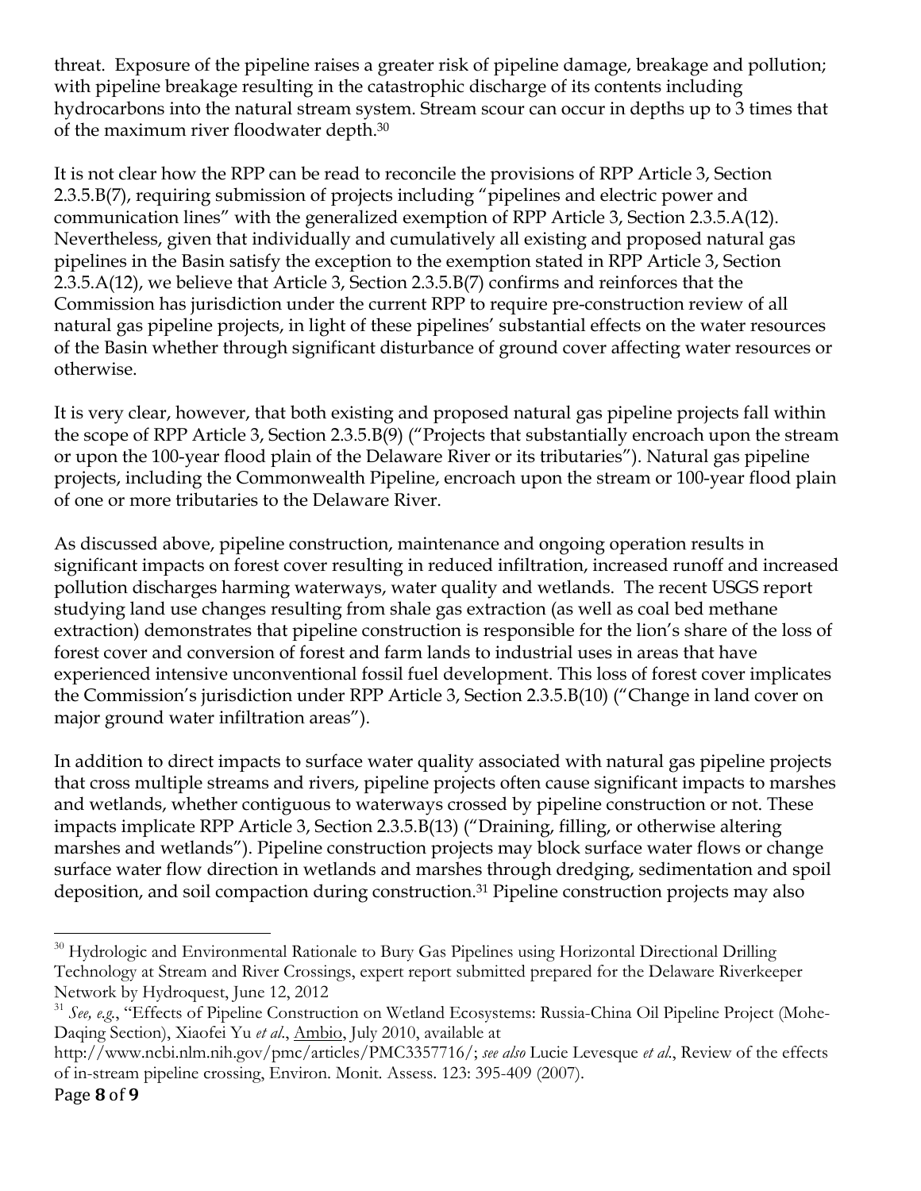threat. Exposure of the pipeline raises a greater risk of pipeline damage, breakage and pollution; with pipeline breakage resulting in the catastrophic discharge of its contents including hydrocarbons into the natural stream system. Stream scour can occur in depths up to 3 times that of the maximum river floodwater depth.[30]

It is not clear how the RPP can be read to reconcile the provisions of RPP Article 3, Section 2.3.5.B(7), requiring submission of projects including "pipelines and electric power and communication lines" with the generalized exemption of RPP Article 3, Section 2.3.5.A(12). Nevertheless, given that individually and cumulatively all existing and proposed natural gas pipelines in the Basin satisfy the exception to the exemption stated in RPP Article 3, Section 2.3.5.A(12), we believe that Article 3, Section 2.3.5.B(7) confirms and reinforces that the Commission has jurisdiction under the current RPP to require pre-construction review of all natural gas pipeline projects, in light of these pipelines' substantial effects on the water resources of the Basin whether through significant disturbance of ground cover affecting water resources or otherwise.

It is very clear, however, that both existing and proposed natural gas pipeline projects fall within the scope of RPP Article 3, Section 2.3.5.B(9) ("Projects that substantially encroach upon the stream or upon the 100-year flood plain of the Delaware River or its tributaries"). Natural gas pipeline projects, including the Commonwealth Pipeline, encroach upon the stream or 100-year flood plain of one or more tributaries to the Delaware River.

As discussed above, pipeline construction, maintenance and ongoing operation results in significant impacts on forest cover resulting in reduced infiltration, increased runoff and increased pollution discharges harming waterways, water quality and wetlands. The recent USGS report studying land use changes resulting from shale gas extraction (as well as coal bed methane extraction) demonstrates that pipeline construction is responsible for the lion's share of the loss of forest cover and conversion of forest and farm lands to industrial uses in areas that have experienced intensive unconventional fossil fuel development. This loss of forest cover implicates the Commission's jurisdiction under RPP Article 3, Section 2.3.5.B(10) ("Change in land cover on major ground water infiltration areas").

In addition to direct impacts to surface water quality associated with natural gas pipeline projects that cross multiple streams and rivers, pipeline projects often cause significant impacts to marshes and wetlands, whether contiguous to waterways crossed by pipeline construction or not. These impacts implicate RPP Article 3, Section 2.3.5.B(13) ("Draining, filling, or otherwise altering marshes and wetlands"). Pipeline construction projects may block surface water flows or change surface water flow direction in wetlands and marshes through dredging, sedimentation and spoil deposition, and soil compaction during construction.[31] Pipeline construction projects may also

---

[30] Hydrologic and Environmental Rationale to Bury Gas Pipelines using Horizontal Directional Drilling Technology at Stream and River Crossings, expert report submitted prepared for the Delaware Riverkeeper Network by Hydroquest, June 12, 2012

[31] *See, e.g.*, "Effects of Pipeline Construction on Wetland Ecosystems: Russia-China Oil Pipeline Project (Mohe-Daqing Section), Xiaofei Yu *et al*., Ambio, July 2010, available at http://www.ncbi.nlm.nih.gov/pmc/articles/PMC3357716/; *see also* Lucie Levesque *et al*., Review of the effects of in-stream pipeline crossing, Environ. Monit. Assess. 123: 395-409 (2007).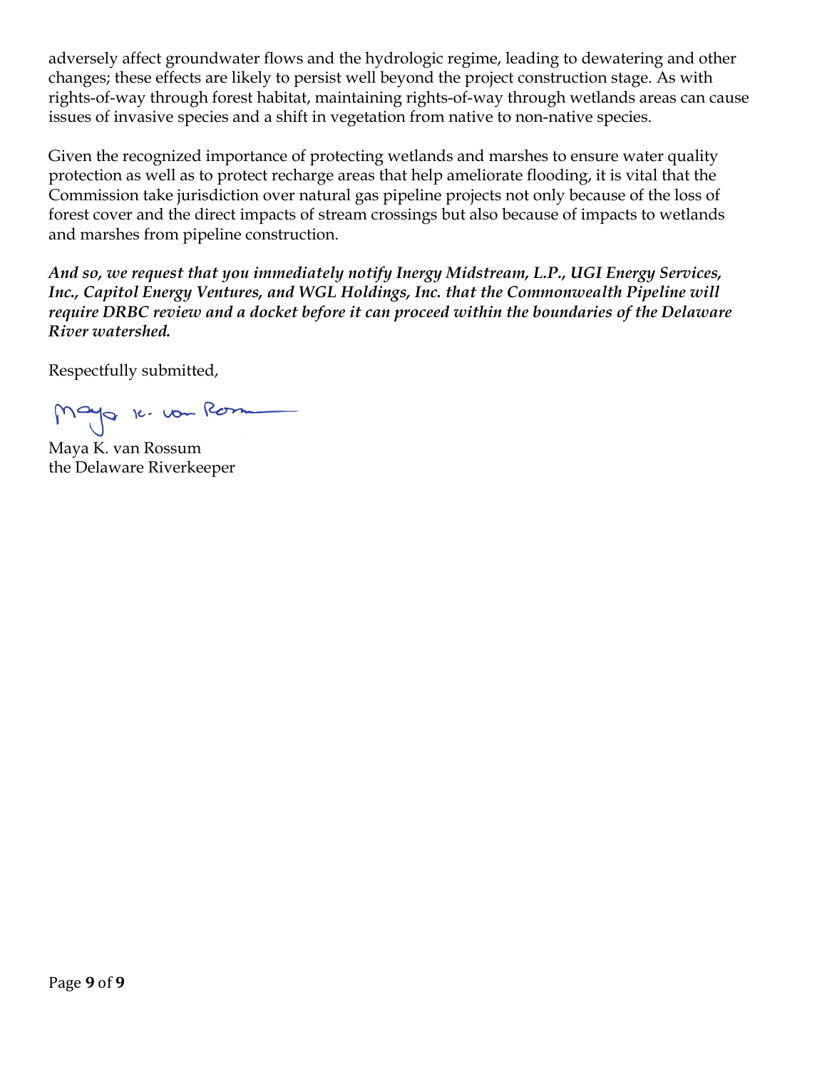adversely affect groundwater flows and the hydrologic regime, leading to dewatering and other changes; these effects are likely to persist well beyond the project construction stage. As with rights-of-way through forest habitat, maintaining rights-of-way through wetlands areas can cause issues of invasive species and a shift in vegetation from native to non-native species.

Given the recognized importance of protecting wetlands and marshes to ensure water quality protection as well as to protect recharge areas that help ameliorate flooding, it is vital that the Commission take jurisdiction over natural gas pipeline projects not only because of the loss of forest cover and the direct impacts of stream crossings but also because of impacts to wetlands and marshes from pipeline construction.

***And so, we request that you immediately notify Inergy Midstream, L.P., UGI Energy Services, Inc., Capitol Energy Ventures, and WGL Holdings, Inc. that the Commonwealth Pipeline will require DRBC review and a docket before it can proceed within the boundaries of the Delaware River watershed.***

Respectfully submitted,

Maya K. van Rossum
the Delaware Riverkeeper